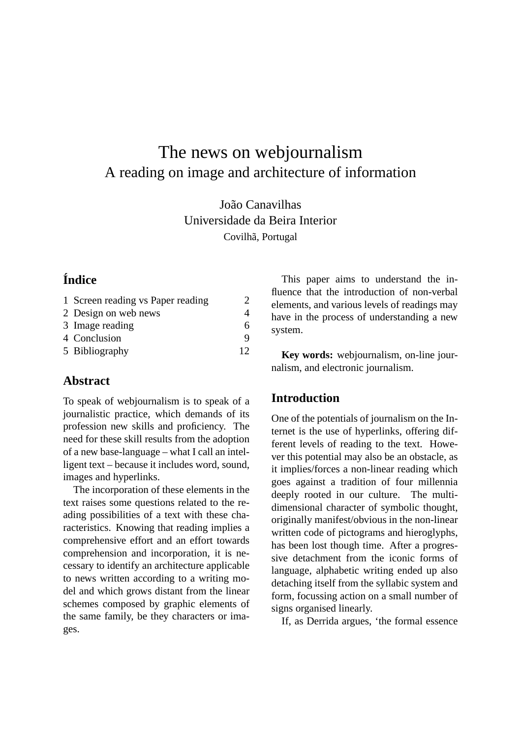# The news on webjournalism
## A reading on image and architecture of information

João Canavilhas
Universidade da Beira Interior
Covilhã, Portugal

## Índice

| | |
|---|---|
| 1 Screen reading vs Paper reading | 2 |
| 2 Design on web news | 4 |
| 3 Image reading | 6 |
| 4 Conclusion | 9 |
| 5 Bibliography | 12 |

## Abstract

To speak of webjournalism is to speak of a journalistic practice, which demands of its profession new skills and proficiency. The need for these skill results from the adoption of a new base-language – what I call an intelligent text – because it includes word, sound, images and hyperlinks.

The incorporation of these elements in the text raises some questions related to the reading possibilities of a text with these characteristics. Knowing that reading implies a comprehensive effort and an effort towards comprehension and incorporation, it is necessary to identify an architecture applicable to news written according to a writing model and which grows distant from the linear schemes composed by graphic elements of the same family, be they characters or images.

This paper aims to understand the influence that the introduction of non-verbal elements, and various levels of readings may have in the process of understanding a new system.

**Key words:** webjournalism, on-line journalism, and electronic journalism.

## Introduction

One of the potentials of journalism on the Internet is the use of hyperlinks, offering different levels of reading to the text. However this potential may also be an obstacle, as it implies/forces a non-linear reading which goes against a tradition of four millennia deeply rooted in our culture. The multi-dimensional character of symbolic thought, originally manifest/obvious in the non-linear written code of pictograms and hieroglyphs, has been lost though time. After a progressive detachment from the iconic forms of language, alphabetic writing ended up also detaching itself from the syllabic system and form, focussing action on a small number of signs organised linearly.

If, as Derrida argues, 'the formal essence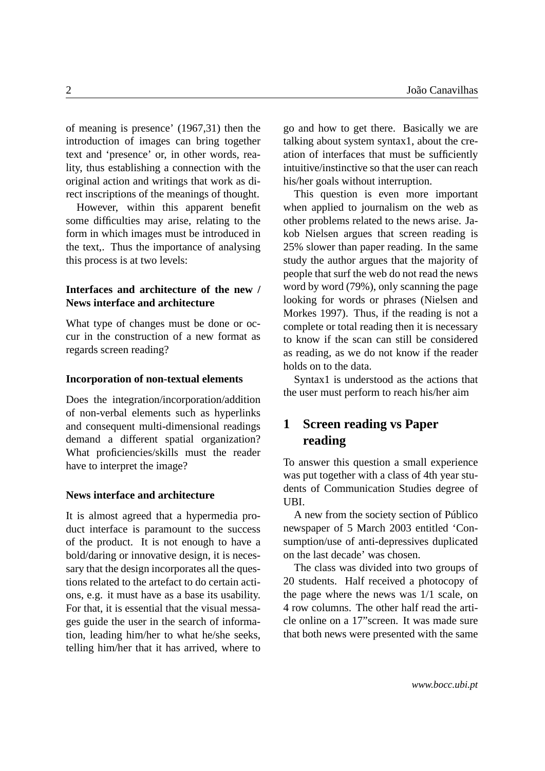of meaning is presence' (1967,31) then the introduction of images can bring together text and 'presence' or, in other words, reality, thus establishing a connection with the original action and writings that work as direct inscriptions of the meanings of thought.

However, within this apparent benefit some difficulties may arise, relating to the form in which images must be introduced in the text,. Thus the importance of analysing this process is at two levels:

**Interfaces and architecture of the new / News interface and architecture**

What type of changes must be done or occur in the construction of a new format as regards screen reading?

**Incorporation of non-textual elements**

Does the integration/incorporation/addition of non-verbal elements such as hyperlinks and consequent multi-dimensional readings demand a different spatial organization? What proficiencies/skills must the reader have to interpret the image?

**News interface and architecture**

It is almost agreed that a hypermedia product interface is paramount to the success of the product. It is not enough to have a bold/daring or innovative design, it is necessary that the design incorporates all the questions related to the artefact to do certain actions, e.g. it must have as a base its usability. For that, it is essential that the visual messages guide the user in the search of information, leading him/her to what he/she seeks, telling him/her that it has arrived, where to go and how to get there. Basically we are talking about system syntax1, about the creation of interfaces that must be sufficiently intuitive/instinctive so that the user can reach his/her goals without interruption.

This question is even more important when applied to journalism on the web as other problems related to the news arise. Jakob Nielsen argues that screen reading is 25% slower than paper reading. In the same study the author argues that the majority of people that surf the web do not read the news word by word (79%), only scanning the page looking for words or phrases (Nielsen and Morkes 1997). Thus, if the reading is not a complete or total reading then it is necessary to know if the scan can still be considered as reading, as we do not know if the reader holds on to the data.

Syntax1 is understood as the actions that the user must perform to reach his/her aim

## 1 Screen reading vs Paper reading

To answer this question a small experience was put together with a class of 4th year students of Communication Studies degree of UBI.

A new from the society section of Público newspaper of 5 March 2003 entitled 'Consumption/use of anti-depressives duplicated on the last decade' was chosen.

The class was divided into two groups of 20 students. Half received a photocopy of the page where the news was 1/1 scale, on 4 row columns. The other half read the article online on a 17"screen. It was made sure that both news were presented with the same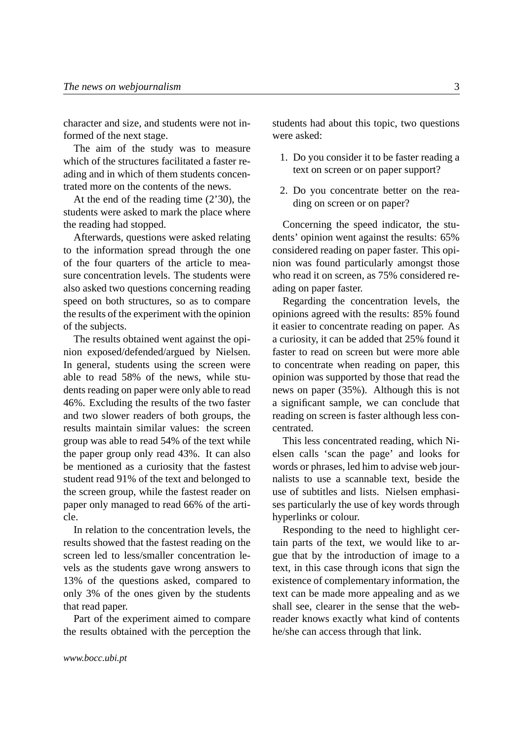character and size, and students were not informed of the next stage.

The aim of the study was to measure which of the structures facilitated a faster reading and in which of them students concentrated more on the contents of the news.

At the end of the reading time (2'30), the students were asked to mark the place where the reading had stopped.

Afterwards, questions were asked relating to the information spread through the one of the four quarters of the article to measure concentration levels. The students were also asked two questions concerning reading speed on both structures, so as to compare the results of the experiment with the opinion of the subjects.

The results obtained went against the opinion exposed/defended/argued by Nielsen. In general, students using the screen were able to read 58% of the news, while students reading on paper were only able to read 46%. Excluding the results of the two faster and two slower readers of both groups, the results maintain similar values: the screen group was able to read 54% of the text while the paper group only read 43%. It can also be mentioned as a curiosity that the fastest student read 91% of the text and belonged to the screen group, while the fastest reader on paper only managed to read 66% of the article.

In relation to the concentration levels, the results showed that the fastest reading on the screen led to less/smaller concentration levels as the students gave wrong answers to 13% of the questions asked, compared to only 3% of the ones given by the students that read paper.

Part of the experiment aimed to compare the results obtained with the perception the students had about this topic, two questions were asked:

1. Do you consider it to be faster reading a text on screen or on paper support?
2. Do you concentrate better on the reading on screen or on paper?

Concerning the speed indicator, the students' opinion went against the results: 65% considered reading on paper faster. This opinion was found particularly amongst those who read it on screen, as 75% considered reading on paper faster.

Regarding the concentration levels, the opinions agreed with the results: 85% found it easier to concentrate reading on paper. As a curiosity, it can be added that 25% found it faster to read on screen but were more able to concentrate when reading on paper, this opinion was supported by those that read the news on paper (35%). Although this is not a significant sample, we can conclude that reading on screen is faster although less concentrated.

This less concentrated reading, which Nielsen calls 'scan the page' and looks for words or phrases, led him to advise web journalists to use a scannable text, beside the use of subtitles and lists. Nielsen emphasises particularly the use of key words through hyperlinks or colour.

Responding to the need to highlight certain parts of the text, we would like to argue that by the introduction of image to a text, in this case through icons that sign the existence of complementary information, the text can be made more appealing and as we shall see, clearer in the sense that the webreader knows exactly what kind of contents he/she can access through that link.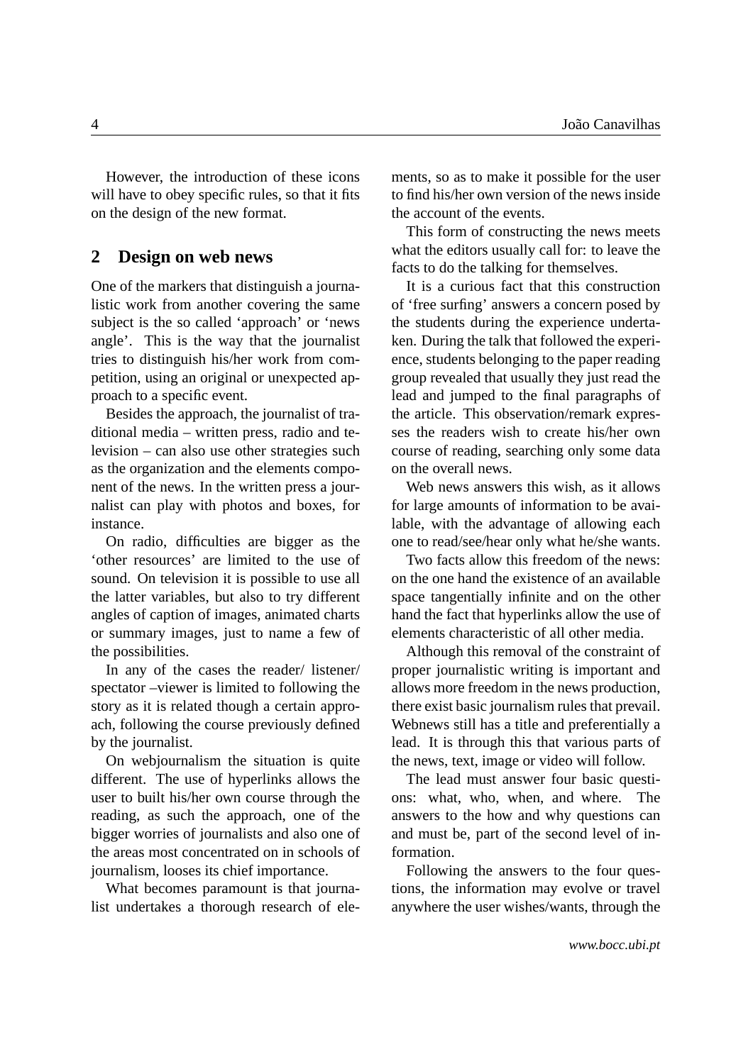However, the introduction of these icons will have to obey specific rules, so that it fits on the design of the new format.

## 2 Design on web news

One of the markers that distinguish a journalistic work from another covering the same subject is the so called 'approach' or 'news angle'. This is the way that the journalist tries to distinguish his/her work from competition, using an original or unexpected approach to a specific event.

Besides the approach, the journalist of traditional media – written press, radio and television – can also use other strategies such as the organization and the elements component of the news. In the written press a journalist can play with photos and boxes, for instance.

On radio, difficulties are bigger as the 'other resources' are limited to the use of sound. On television it is possible to use all the latter variables, but also to try different angles of caption of images, animated charts or summary images, just to name a few of the possibilities.

In any of the cases the reader/ listener/ spectator –viewer is limited to following the story as it is related though a certain approach, following the course previously defined by the journalist.

On webjournalism the situation is quite different. The use of hyperlinks allows the user to built his/her own course through the reading, as such the approach, one of the bigger worries of journalists and also one of the areas most concentrated on in schools of journalism, looses its chief importance.

What becomes paramount is that journalist undertakes a thorough research of elements, so as to make it possible for the user to find his/her own version of the news inside the account of the events.

This form of constructing the news meets what the editors usually call for: to leave the facts to do the talking for themselves.

It is a curious fact that this construction of 'free surfing' answers a concern posed by the students during the experience undertaken. During the talk that followed the experience, students belonging to the paper reading group revealed that usually they just read the lead and jumped to the final paragraphs of the article. This observation/remark expresses the readers wish to create his/her own course of reading, searching only some data on the overall news.

Web news answers this wish, as it allows for large amounts of information to be available, with the advantage of allowing each one to read/see/hear only what he/she wants.

Two facts allow this freedom of the news: on the one hand the existence of an available space tangentially infinite and on the other hand the fact that hyperlinks allow the use of elements characteristic of all other media.

Although this removal of the constraint of proper journalistic writing is important and allows more freedom in the news production, there exist basic journalism rules that prevail. Webnews still has a title and preferentially a lead. It is through this that various parts of the news, text, image or video will follow.

The lead must answer four basic questions: what, who, when, and where. The answers to the how and why questions can and must be, part of the second level of information.

Following the answers to the four questions, the information may evolve or travel anywhere the user wishes/wants, through the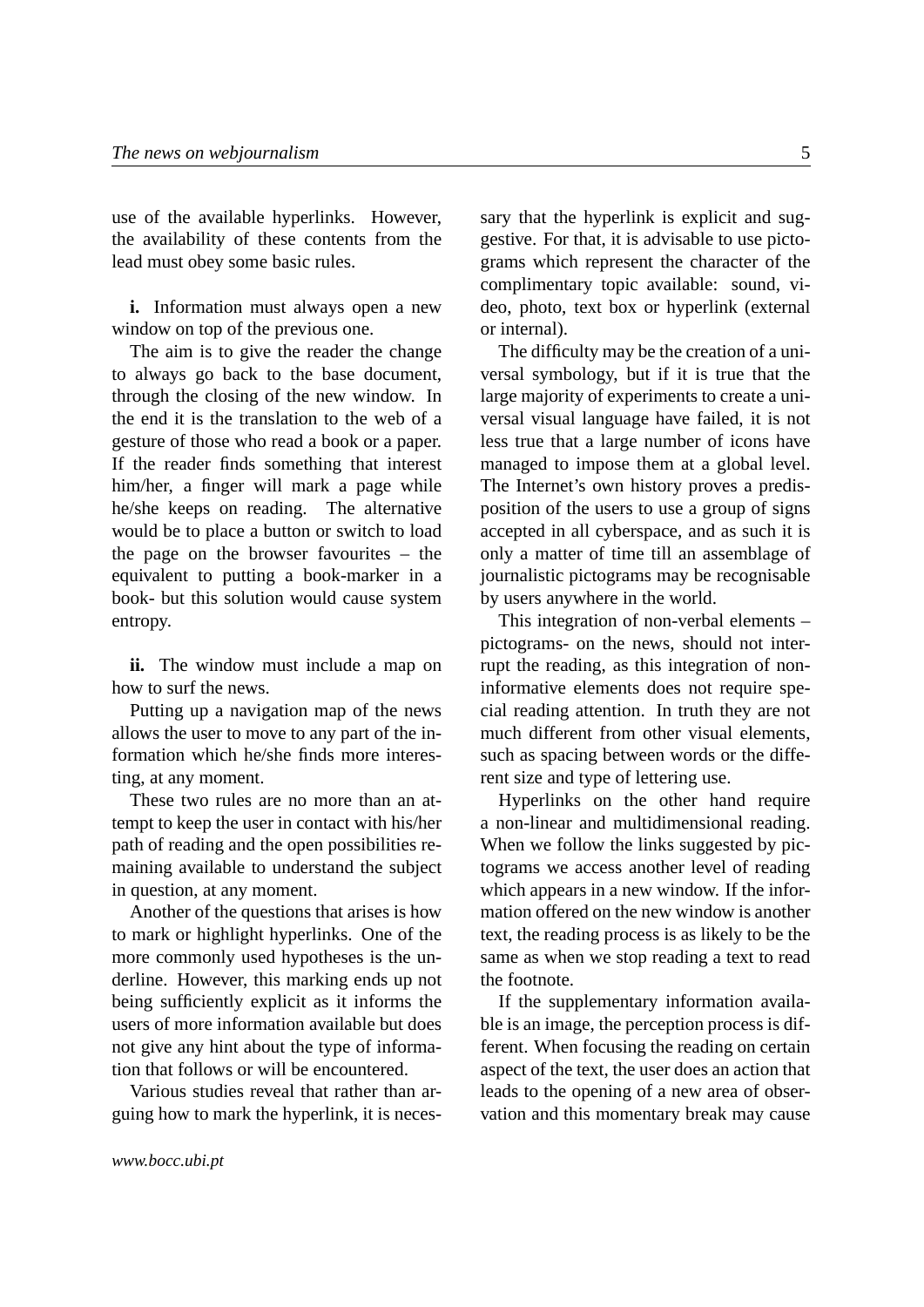use of the available hyperlinks. However, the availability of these contents from the lead must obey some basic rules.

**i.** Information must always open a new window on top of the previous one.

The aim is to give the reader the change to always go back to the base document, through the closing of the new window. In the end it is the translation to the web of a gesture of those who read a book or a paper. If the reader finds something that interest him/her, a finger will mark a page while he/she keeps on reading. The alternative would be to place a button or switch to load the page on the browser favourites – the equivalent to putting a book-marker in a book- but this solution would cause system entropy.

**ii.** The window must include a map on how to surf the news.

Putting up a navigation map of the news allows the user to move to any part of the information which he/she finds more interesting, at any moment.

These two rules are no more than an attempt to keep the user in contact with his/her path of reading and the open possibilities remaining available to understand the subject in question, at any moment.

Another of the questions that arises is how to mark or highlight hyperlinks. One of the more commonly used hypotheses is the underline. However, this marking ends up not being sufficiently explicit as it informs the users of more information available but does not give any hint about the type of information that follows or will be encountered.

Various studies reveal that rather than arguing how to mark the hyperlink, it is necessary that the hyperlink is explicit and suggestive. For that, it is advisable to use pictograms which represent the character of the complimentary topic available: sound, video, photo, text box or hyperlink (external or internal).

The difficulty may be the creation of a universal symbology, but if it is true that the large majority of experiments to create a universal visual language have failed, it is not less true that a large number of icons have managed to impose them at a global level. The Internet's own history proves a predisposition of the users to use a group of signs accepted in all cyberspace, and as such it is only a matter of time till an assemblage of journalistic pictograms may be recognisable by users anywhere in the world.

This integration of non-verbal elements – pictograms- on the news, should not interrupt the reading, as this integration of non-informative elements does not require special reading attention. In truth they are not much different from other visual elements, such as spacing between words or the different size and type of lettering use.

Hyperlinks on the other hand require a non-linear and multidimensional reading. When we follow the links suggested by pictograms we access another level of reading which appears in a new window. If the information offered on the new window is another text, the reading process is as likely to be the same as when we stop reading a text to read the footnote.

If the supplementary information available is an image, the perception process is different. When focusing the reading on certain aspect of the text, the user does an action that leads to the opening of a new area of observation and this momentary break may cause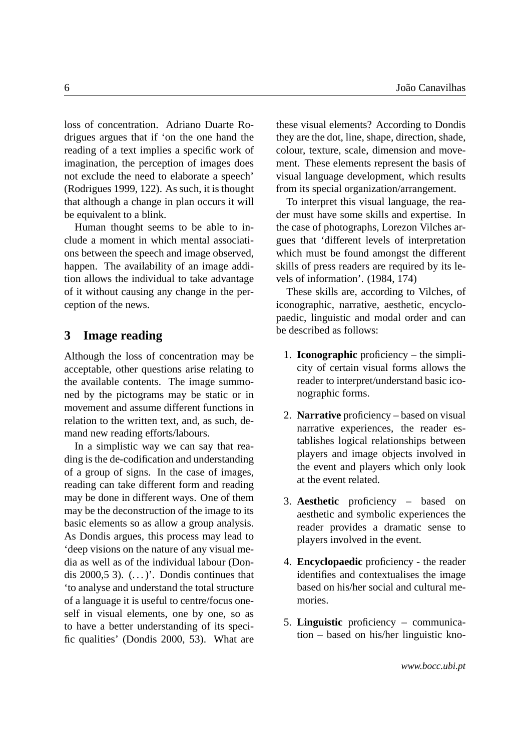loss of concentration. Adriano Duarte Rodrigues argues that if 'on the one hand the reading of a text implies a specific work of imagination, the perception of images does not exclude the need to elaborate a speech' (Rodrigues 1999, 122). As such, it is thought that although a change in plan occurs it will be equivalent to a blink.

Human thought seems to be able to include a moment in which mental associations between the speech and image observed, happen. The availability of an image addition allows the individual to take advantage of it without causing any change in the perception of the news.

## 3 Image reading

Although the loss of concentration may be acceptable, other questions arise relating to the available contents. The image summoned by the pictograms may be static or in movement and assume different functions in relation to the written text, and, as such, demand new reading efforts/labours.

In a simplistic way we can say that reading is the de-codification and understanding of a group of signs. In the case of images, reading can take different form and reading may be done in different ways. One of them may be the deconstruction of the image to its basic elements so as allow a group analysis. As Dondis argues, this process may lead to 'deep visions on the nature of any visual media as well as of the individual labour (Dondis 2000,5 3). (...)'. Dondis continues that 'to analyse and understand the total structure of a language it is useful to centre/focus oneself in visual elements, one by one, so as to have a better understanding of its specific qualities' (Dondis 2000, 53). What are these visual elements? According to Dondis they are the dot, line, shape, direction, shade, colour, texture, scale, dimension and movement. These elements represent the basis of visual language development, which results from its special organization/arrangement.

To interpret this visual language, the reader must have some skills and expertise. In the case of photographs, Lorezon Vilches argues that 'different levels of interpretation which must be found amongst the different skills of press readers are required by its levels of information'. (1984, 174)

These skills are, according to Vilches, of iconographic, narrative, aesthetic, encyclopaedic, linguistic and modal order and can be described as follows:

1. **Iconographic** proficiency – the simplicity of certain visual forms allows the reader to interpret/understand basic iconographic forms.
2. **Narrative** proficiency – based on visual narrative experiences, the reader establishes logical relationships between players and image objects involved in the event and players which only look at the event related.
3. **Aesthetic** proficiency – based on aesthetic and symbolic experiences the reader provides a dramatic sense to players involved in the event.
4. **Encyclopaedic** proficiency - the reader identifies and contextualises the image based on his/her social and cultural memories.
5. **Linguistic** proficiency – communication – based on his/her linguistic kno-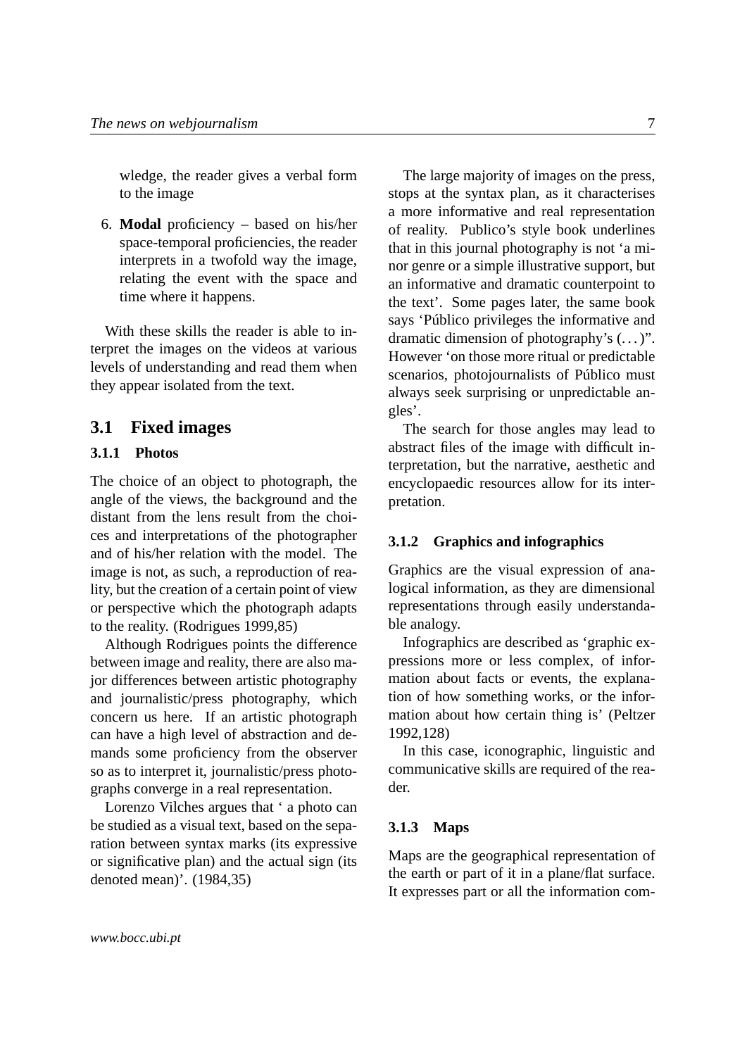wledge, the reader gives a verbal form to the image

6. **Modal** proficiency – based on his/her space-temporal proficiencies, the reader interprets in a twofold way the image, relating the event with the space and time where it happens.

With these skills the reader is able to interpret the images on the videos at various levels of understanding and read them when they appear isolated from the text.

## 3.1 Fixed images

### 3.1.1 Photos

The choice of an object to photograph, the angle of the views, the background and the distant from the lens result from the choices and interpretations of the photographer and of his/her relation with the model. The image is not, as such, a reproduction of reality, but the creation of a certain point of view or perspective which the photograph adapts to the reality. (Rodrigues 1999,85)

Although Rodrigues points the difference between image and reality, there are also major differences between artistic photography and journalistic/press photography, which concern us here. If an artistic photograph can have a high level of abstraction and demands some proficiency from the observer so as to interpret it, journalistic/press photographs converge in a real representation.

Lorenzo Vilches argues that ' a photo can be studied as a visual text, based on the separation between syntax marks (its expressive or significative plan) and the actual sign (its denoted mean)'. (1984,35)

The large majority of images on the press, stops at the syntax plan, as it characterises a more informative and real representation of reality. Publico's style book underlines that in this journal photography is not 'a minor genre or a simple illustrative support, but an informative and dramatic counterpoint to the text'. Some pages later, the same book says 'Público privileges the informative and dramatic dimension of photography's (. . . )". However 'on those more ritual or predictable scenarios, photojournalists of Público must always seek surprising or unpredictable angles'.

The search for those angles may lead to abstract files of the image with difficult interpretation, but the narrative, aesthetic and encyclopaedic resources allow for its interpretation.

### 3.1.2 Graphics and infographics

Graphics are the visual expression of analogical information, as they are dimensional representations through easily understandable analogy.

Infographics are described as 'graphic expressions more or less complex, of information about facts or events, the explanation of how something works, or the information about how certain thing is' (Peltzer 1992,128)

In this case, iconographic, linguistic and communicative skills are required of the reader.

### 3.1.3 Maps

Maps are the geographical representation of the earth or part of it in a plane/flat surface. It expresses part or all the information com-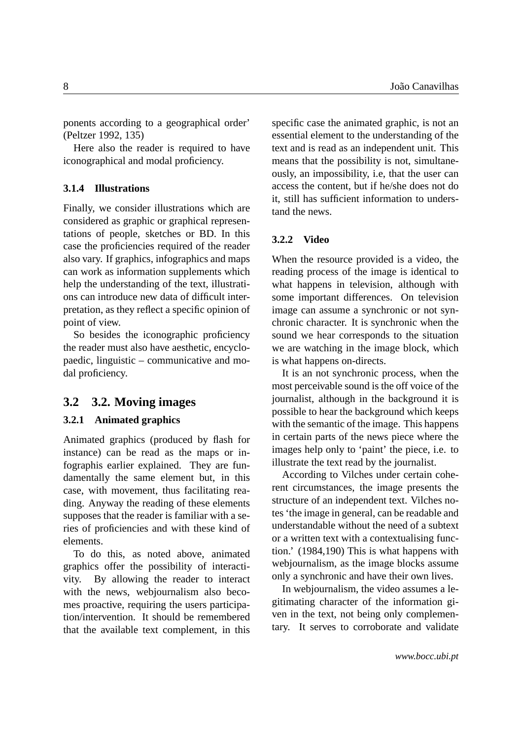ponents according to a geographical order' (Peltzer 1992, 135)

Here also the reader is required to have iconographical and modal proficiency.

### 3.1.4 Illustrations

Finally, we consider illustrations which are considered as graphic or graphical representations of people, sketches or BD. In this case the proficiencies required of the reader also vary. If graphics, infographics and maps can work as information supplements which help the understanding of the text, illustrations can introduce new data of difficult interpretation, as they reflect a specific opinion of point of view.

So besides the iconographic proficiency the reader must also have aesthetic, encyclopaedic, linguistic – communicative and modal proficiency.

## 3.2 3.2. Moving images

### 3.2.1 Animated graphics

Animated graphics (produced by flash for instance) can be read as the maps or infographis earlier explained. They are fundamentally the same element but, in this case, with movement, thus facilitating reading. Anyway the reading of these elements supposes that the reader is familiar with a series of proficiencies and with these kind of elements.

To do this, as noted above, animated graphics offer the possibility of interactivity. By allowing the reader to interact with the news, webjournalism also becomes proactive, requiring the users participation/intervention. It should be remembered that the available text complement, in this specific case the animated graphic, is not an essential element to the understanding of the text and is read as an independent unit. This means that the possibility is not, simultaneously, an impossibility, i.e, that the user can access the content, but if he/she does not do it, still has sufficient information to understand the news.

### 3.2.2 Video

When the resource provided is a video, the reading process of the image is identical to what happens in television, although with some important differences. On television image can assume a synchronic or not synchronic character. It is synchronic when the sound we hear corresponds to the situation we are watching in the image block, which is what happens on-directs.

It is an not synchronic process, when the most perceivable sound is the off voice of the journalist, although in the background it is possible to hear the background which keeps with the semantic of the image. This happens in certain parts of the news piece where the images help only to 'paint' the piece, i.e. to illustrate the text read by the journalist.

According to Vilches under certain coherent circumstances, the image presents the structure of an independent text. Vilches notes 'the image in general, can be readable and understandable without the need of a subtext or a written text with a contextualising function.' (1984,190) This is what happens with webjournalism, as the image blocks assume only a synchronic and have their own lives.

In webjournalism, the video assumes a legitimating character of the information given in the text, not being only complementary. It serves to corroborate and validate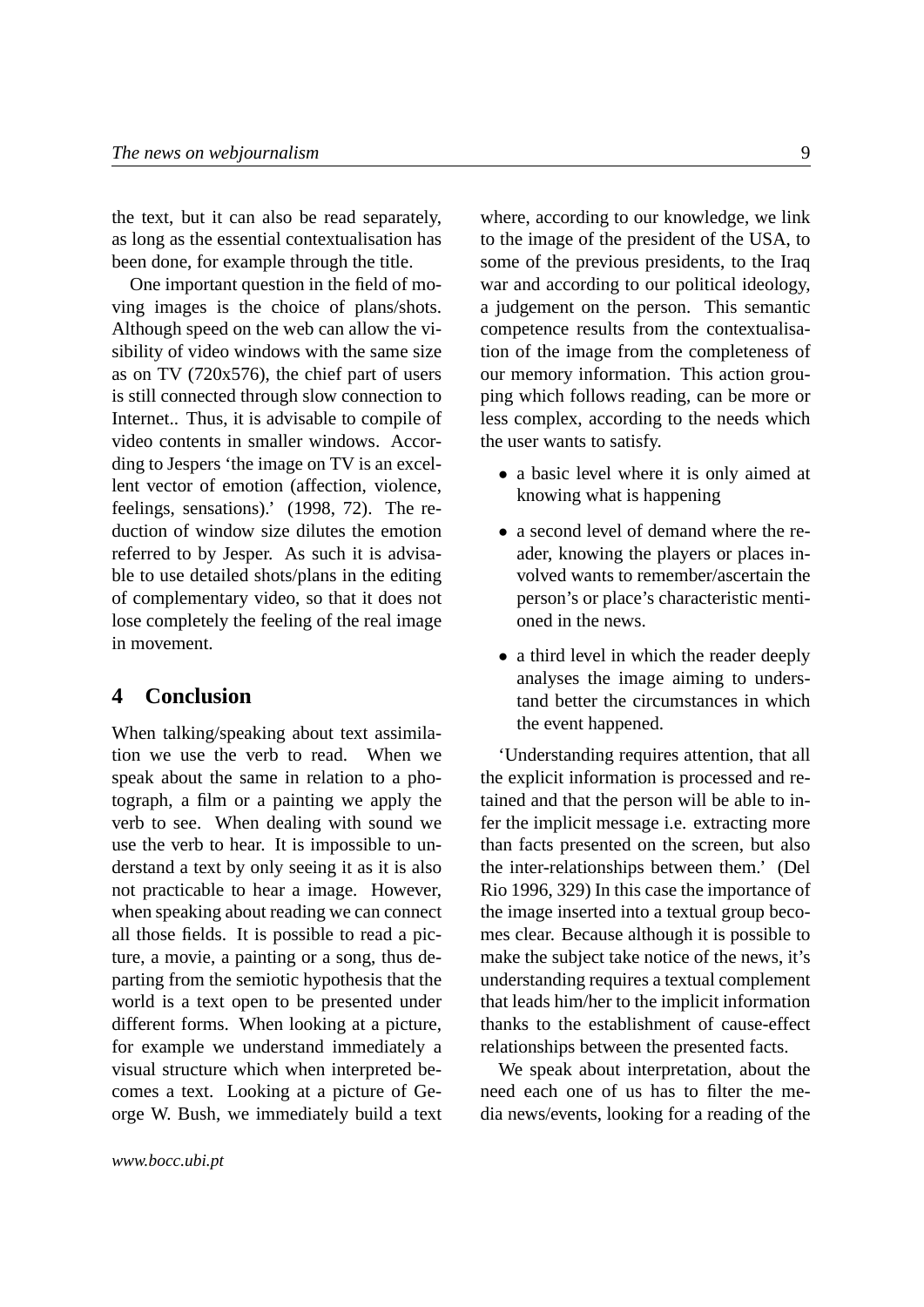the text, but it can also be read separately, as long as the essential contextualisation has been done, for example through the title.

One important question in the field of moving images is the choice of plans/shots. Although speed on the web can allow the visibility of video windows with the same size as on TV (720x576), the chief part of users is still connected through slow connection to Internet.. Thus, it is advisable to compile of video contents in smaller windows. According to Jespers 'the image on TV is an excellent vector of emotion (affection, violence, feelings, sensations).' (1998, 72). The reduction of window size dilutes the emotion referred to by Jesper. As such it is advisable to use detailed shots/plans in the editing of complementary video, so that it does not lose completely the feeling of the real image in movement.

## 4 Conclusion

When talking/speaking about text assimilation we use the verb to read. When we speak about the same in relation to a photograph, a film or a painting we apply the verb to see. When dealing with sound we use the verb to hear. It is impossible to understand a text by only seeing it as it is also not practicable to hear a image. However, when speaking about reading we can connect all those fields. It is possible to read a picture, a movie, a painting or a song, thus departing from the semiotic hypothesis that the world is a text open to be presented under different forms. When looking at a picture, for example we understand immediately a visual structure which when interpreted becomes a text. Looking at a picture of George W. Bush, we immediately build a text where, according to our knowledge, we link to the image of the president of the USA, to some of the previous presidents, to the Iraq war and according to our political ideology, a judgement on the person. This semantic competence results from the contextualisation of the image from the completeness of our memory information. This action grouping which follows reading, can be more or less complex, according to the needs which the user wants to satisfy.

- a basic level where it is only aimed at knowing what is happening
- a second level of demand where the reader, knowing the players or places involved wants to remember/ascertain the person's or place's characteristic mentioned in the news.
- a third level in which the reader deeply analyses the image aiming to understand better the circumstances in which the event happened.

'Understanding requires attention, that all the explicit information is processed and retained and that the person will be able to infer the implicit message i.e. extracting more than facts presented on the screen, but also the inter-relationships between them.' (Del Rio 1996, 329) In this case the importance of the image inserted into a textual group becomes clear. Because although it is possible to make the subject take notice of the news, it's understanding requires a textual complement that leads him/her to the implicit information thanks to the establishment of cause-effect relationships between the presented facts.

We speak about interpretation, about the need each one of us has to filter the media news/events, looking for a reading of the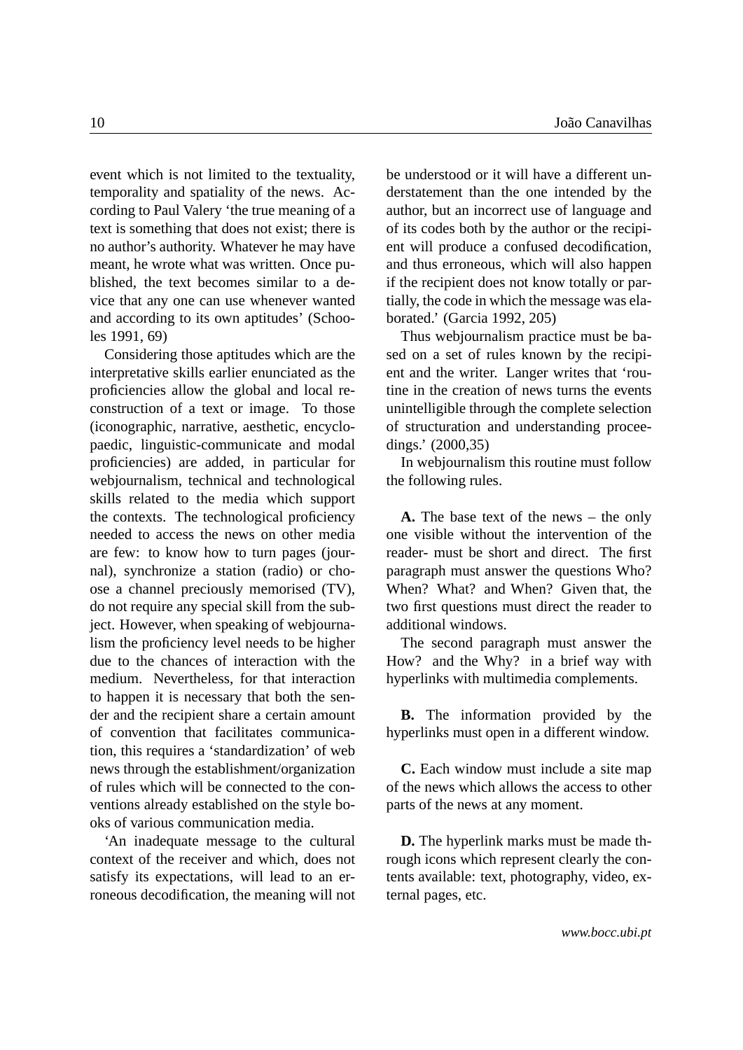event which is not limited to the textuality, temporality and spatiality of the news. According to Paul Valery 'the true meaning of a text is something that does not exist; there is no author's authority. Whatever he may have meant, he wrote what was written. Once published, the text becomes similar to a device that any one can use whenever wanted and according to its own aptitudes' (Schooles 1991, 69)

Considering those aptitudes which are the interpretative skills earlier enunciated as the proficiencies allow the global and local reconstruction of a text or image. To those (iconographic, narrative, aesthetic, encyclopaedic, linguistic-communicate and modal proficiencies) are added, in particular for webjournalism, technical and technological skills related to the media which support the contexts. The technological proficiency needed to access the news on other media are few: to know how to turn pages (journal), synchronize a station (radio) or choose a channel preciously memorised (TV), do not require any special skill from the subject. However, when speaking of webjournalism the proficiency level needs to be higher due to the chances of interaction with the medium. Nevertheless, for that interaction to happen it is necessary that both the sender and the recipient share a certain amount of convention that facilitates communication, this requires a 'standardization' of web news through the establishment/organization of rules which will be connected to the conventions already established on the style books of various communication media.

'An inadequate message to the cultural context of the receiver and which, does not satisfy its expectations, will lead to an erroneous decodification, the meaning will not be understood or it will have a different understatement than the one intended by the author, but an incorrect use of language and of its codes both by the author or the recipient will produce a confused decodification, and thus erroneous, which will also happen if the recipient does not know totally or partially, the code in which the message was elaborated.' (Garcia 1992, 205)

Thus webjournalism practice must be based on a set of rules known by the recipient and the writer. Langer writes that 'routine in the creation of news turns the events unintelligible through the complete selection of structuration and understanding proceedings.' (2000,35)

In webjournalism this routine must follow the following rules.

**A.** The base text of the news – the only one visible without the intervention of the reader- must be short and direct. The first paragraph must answer the questions Who? When? What? and When? Given that, the two first questions must direct the reader to additional windows.

The second paragraph must answer the How? and the Why? in a brief way with hyperlinks with multimedia complements.

**B.** The information provided by the hyperlinks must open in a different window.

**C.** Each window must include a site map of the news which allows the access to other parts of the news at any moment.

**D.** The hyperlink marks must be made through icons which represent clearly the contents available: text, photography, video, external pages, etc.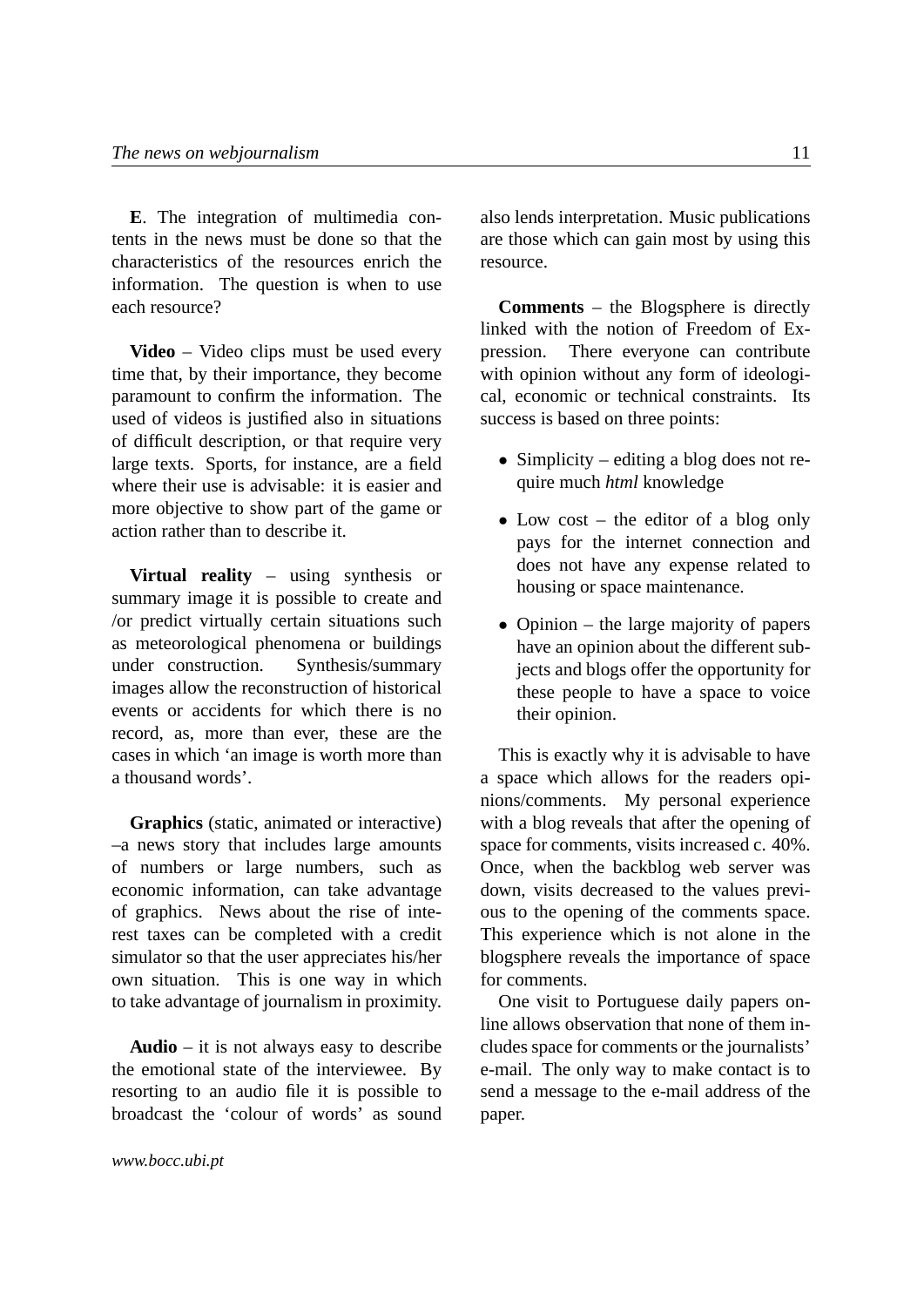**E**. The integration of multimedia contents in the news must be done so that the characteristics of the resources enrich the information. The question is when to use each resource?

**Video** – Video clips must be used every time that, by their importance, they become paramount to confirm the information. The used of videos is justified also in situations of difficult description, or that require very large texts. Sports, for instance, are a field where their use is advisable: it is easier and more objective to show part of the game or action rather than to describe it.

**Virtual reality** – using synthesis or summary image it is possible to create and /or predict virtually certain situations such as meteorological phenomena or buildings under construction. Synthesis/summary images allow the reconstruction of historical events or accidents for which there is no record, as, more than ever, these are the cases in which 'an image is worth more than a thousand words'.

**Graphics** (static, animated or interactive) –a news story that includes large amounts of numbers or large numbers, such as economic information, can take advantage of graphics. News about the rise of interest taxes can be completed with a credit simulator so that the user appreciates his/her own situation. This is one way in which to take advantage of journalism in proximity.

**Audio** – it is not always easy to describe the emotional state of the interviewee. By resorting to an audio file it is possible to broadcast the 'colour of words' as sound also lends interpretation. Music publications are those which can gain most by using this resource.

**Comments** – the Blogsphere is directly linked with the notion of Freedom of Expression. There everyone can contribute with opinion without any form of ideological, economic or technical constraints. Its success is based on three points:

- Simplicity – editing a blog does not require much *html* knowledge
- Low cost – the editor of a blog only pays for the internet connection and does not have any expense related to housing or space maintenance.
- Opinion – the large majority of papers have an opinion about the different subjects and blogs offer the opportunity for these people to have a space to voice their opinion.

This is exactly why it is advisable to have a space which allows for the readers opinions/comments. My personal experience with a blog reveals that after the opening of space for comments, visits increased c. 40%. Once, when the backblog web server was down, visits decreased to the values previous to the opening of the comments space. This experience which is not alone in the blogsphere reveals the importance of space for comments.

One visit to Portuguese daily papers online allows observation that none of them includes space for comments or the journalists' e-mail. The only way to make contact is to send a message to the e-mail address of the paper.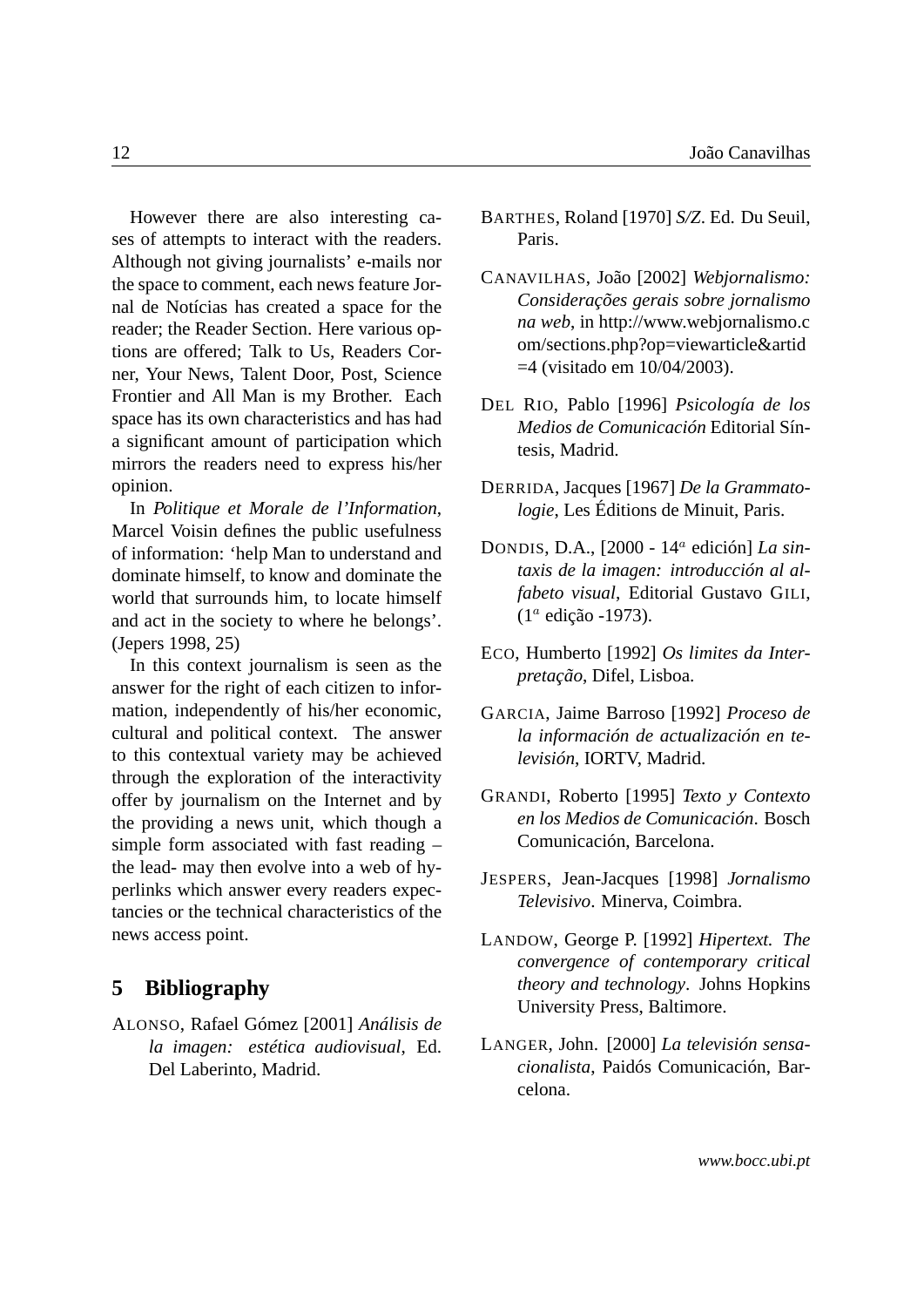However there are also interesting cases of attempts to interact with the readers. Although not giving journalists' e-mails nor the space to comment, each news feature Jornal de Notícias has created a space for the reader; the Reader Section. Here various options are offered; Talk to Us, Readers Corner, Your News, Talent Door, Post, Science Frontier and All Man is my Brother. Each space has its own characteristics and has had a significant amount of participation which mirrors the readers need to express his/her opinion.

In *Politique et Morale de l'Information*, Marcel Voisin defines the public usefulness of information: 'help Man to understand and dominate himself, to know and dominate the world that surrounds him, to locate himself and act in the society to where he belongs'. (Jepers 1998, 25)

In this context journalism is seen as the answer for the right of each citizen to information, independently of his/her economic, cultural and political context. The answer to this contextual variety may be achieved through the exploration of the interactivity offer by journalism on the Internet and by the providing a news unit, which though a simple form associated with fast reading – the lead- may then evolve into a web of hyperlinks which answer every readers expectancies or the technical characteristics of the news access point.

## 5 Bibliography

ALONSO, Rafael Gómez [2001] *Análisis de la imagen: estética audiovisual*, Ed. Del Laberinto, Madrid.

BARTHES, Roland [1970] *S/Z*. Ed. Du Seuil, Paris.

CANAVILHAS, João [2002] *Webjornalismo: Considerações gerais sobre jornalismo na web*, in http://www.webjornalismo.com/sections.php?op=viewarticle&artid=4 (visitado em 10/04/2003).

DEL RIO, Pablo [1996] *Psicología de los Medios de Comunicación* Editorial Síntesis, Madrid.

DERRIDA, Jacques [1967] *De la Grammatologie*, Les Éditions de Minuit, Paris.

DONDIS, D.A., [2000 - 14ª edición] *La sintaxis de la imagen: introducción al alfabeto visual*, Editorial Gustavo GILI, (1ª edição -1973).

ECO, Humberto [1992] *Os limites da Interpretação*, Difel, Lisboa.

GARCIA, Jaime Barroso [1992] *Proceso de la información de actualización en televisión*, IORTV, Madrid.

GRANDI, Roberto [1995] *Texto y Contexto en los Medios de Comunicación*. Bosch Comunicación, Barcelona.

JESPERS, Jean-Jacques [1998] *Jornalismo Televisivo*. Minerva, Coimbra.

LANDOW, George P. [1992] *Hipertext. The convergence of contemporary critical theory and technology*. Johns Hopkins University Press, Baltimore.

LANGER, John. [2000] *La televisión sensacionalista*, Paidós Comunicación, Barcelona.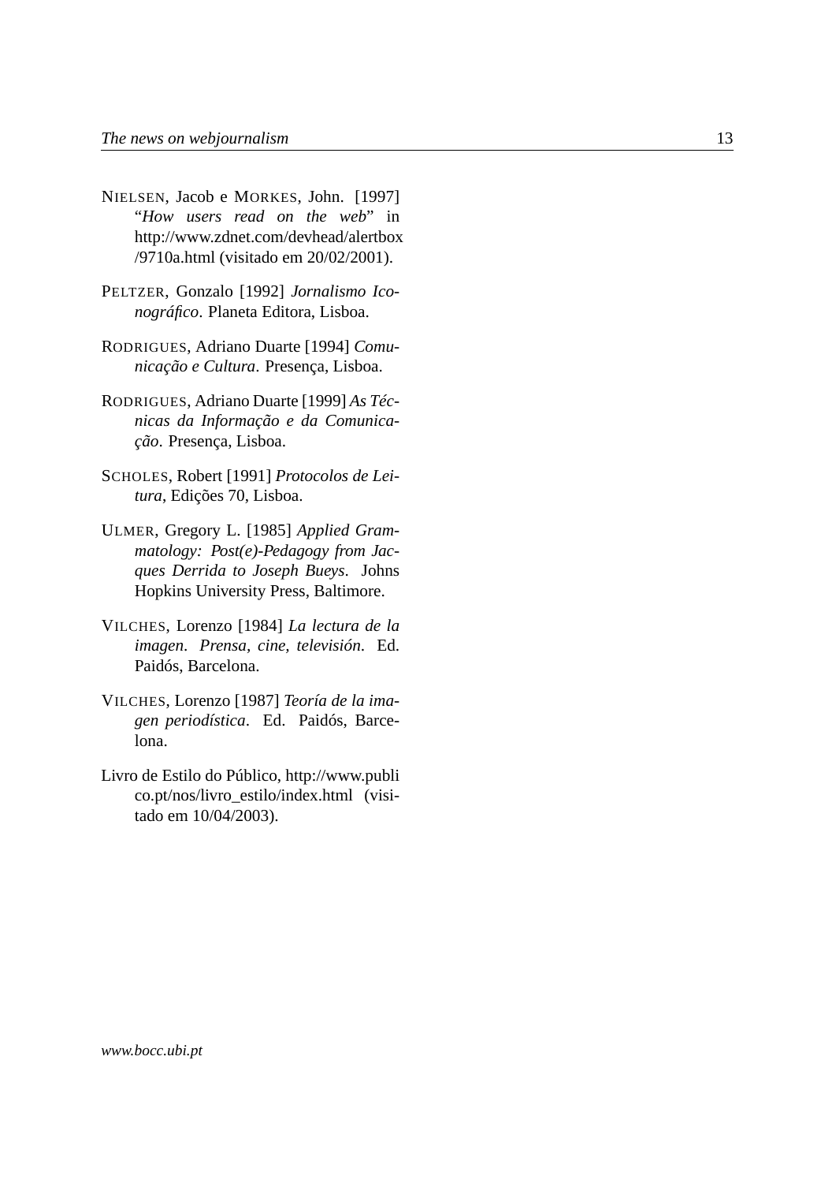NIELSEN, Jacob e MORKES, John. [1997] "*How users read on the web*" in http://www.zdnet.com/devhead/alertbox/9710a.html (visitado em 20/02/2001).

PELTZER, Gonzalo [1992] *Jornalismo Iconográfico*. Planeta Editora, Lisboa.

RODRIGUES, Adriano Duarte [1994] *Comunicação e Cultura*. Presença, Lisboa.

RODRIGUES, Adriano Duarte [1999] *As Técnicas da Informação e da Comunicação*. Presença, Lisboa.

SCHOLES, Robert [1991] *Protocolos de Leitura*, Edições 70, Lisboa.

ULMER, Gregory L. [1985] *Applied Grammatology: Post(e)-Pedagogy from Jacques Derrida to Joseph Bueys*. Johns Hopkins University Press, Baltimore.

VILCHES, Lorenzo [1984] *La lectura de la imagen. Prensa, cine, televisión*. Ed. Paidós, Barcelona.

VILCHES, Lorenzo [1987] *Teoría de la imagen periodística*. Ed. Paidós, Barcelona.

Livro de Estilo do Público, http://www.publico.pt/nos/livro_estilo/index.html (visitado em 10/04/2003).